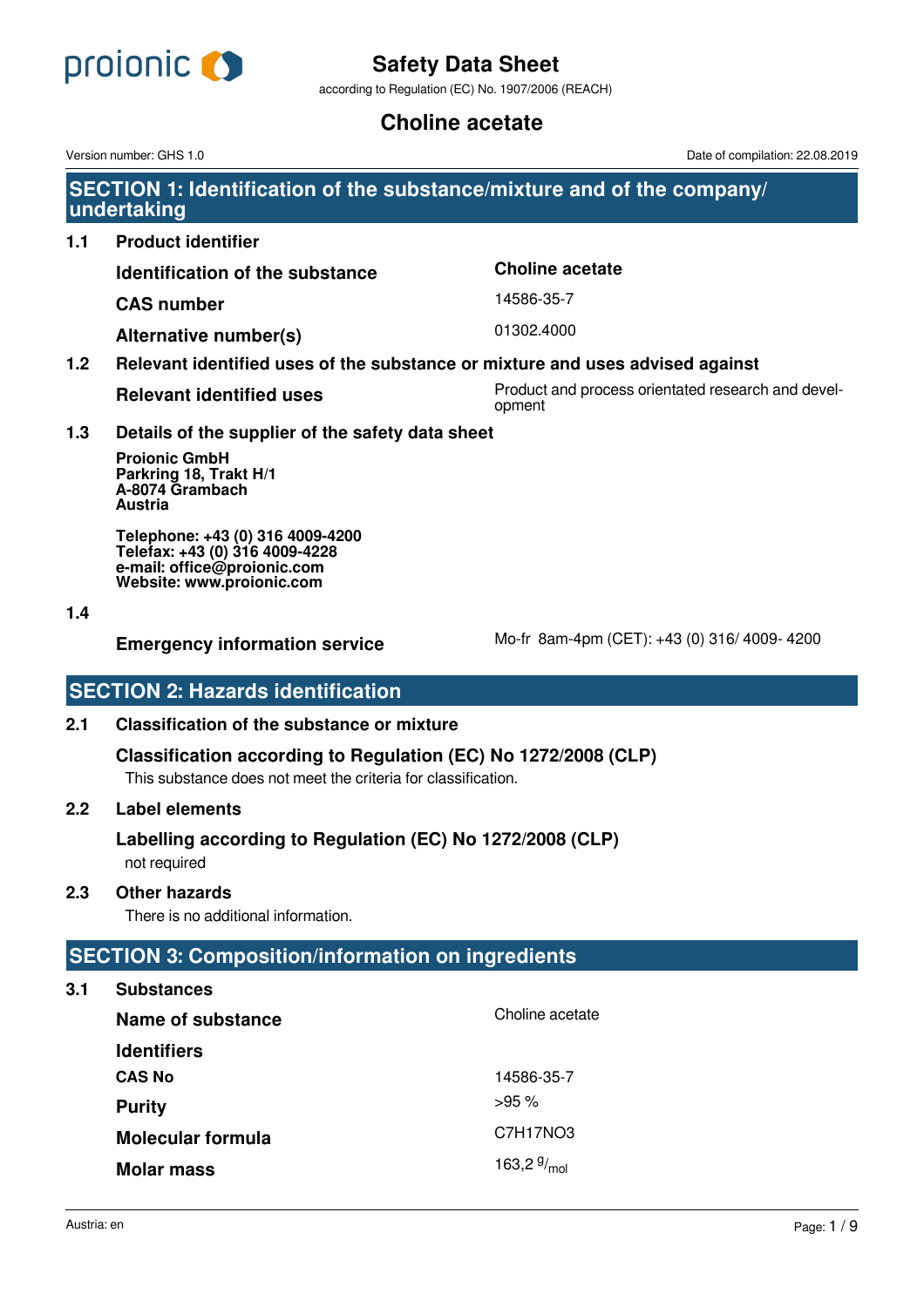# Safety Data Sheet

according to Regulation (EC) No. 1907/2006 (REACH)

## Choline acetate

Version number: GHS 1.0

Date of compilation: 22.08.2019

## SECTION 1: Identification of the substance/mixture and of the company/undertaking

**1.1 Product identifier**

| | |
|---|---|
| **Identification of the substance** | **Choline acetate** |
| **CAS number** | 14586-35-7 |
| **Alternative number(s)** | 01302.4000 |

**1.2 Relevant identified uses of the substance or mixture and uses advised against**

| | |
|---|---|
| **Relevant identified uses** | Product and process orientated research and development |

**1.3 Details of the supplier of the safety data sheet**

**Proionic GmbH**
**Parkring 18, Trakt H/1**
**A-8074 Grambach**
**Austria**

**Telephone: +43 (0) 316 4009-4200**
**Telefax: +43 (0) 316 4009-4228**
**e-mail: office@proionic.com**
**Website: www.proionic.com**

**1.4**

| | |
|---|---|
| **Emergency information service** | Mo-fr 8am-4pm (CET): +43 (0) 316/ 4009- 4200 |

## SECTION 2: Hazards identification

**2.1 Classification of the substance or mixture**

**Classification according to Regulation (EC) No 1272/2008 (CLP)**

This substance does not meet the criteria for classification.

**2.2 Label elements**

**Labelling according to Regulation (EC) No 1272/2008 (CLP)**

not required

**2.3 Other hazards**

There is no additional information.

## SECTION 3: Composition/information on ingredients

**3.1 Substances**

| | |
|---|---|
| **Name of substance** | Choline acetate |
| **Identifiers** | |
| **CAS No** | 14586-35-7 |
| **Purity** | >95 % |
| **Molecular formula** | $C_7H_{17}NO_3$ |
| **Molar mass** | 163,2 $^{g}/_{mol}$ |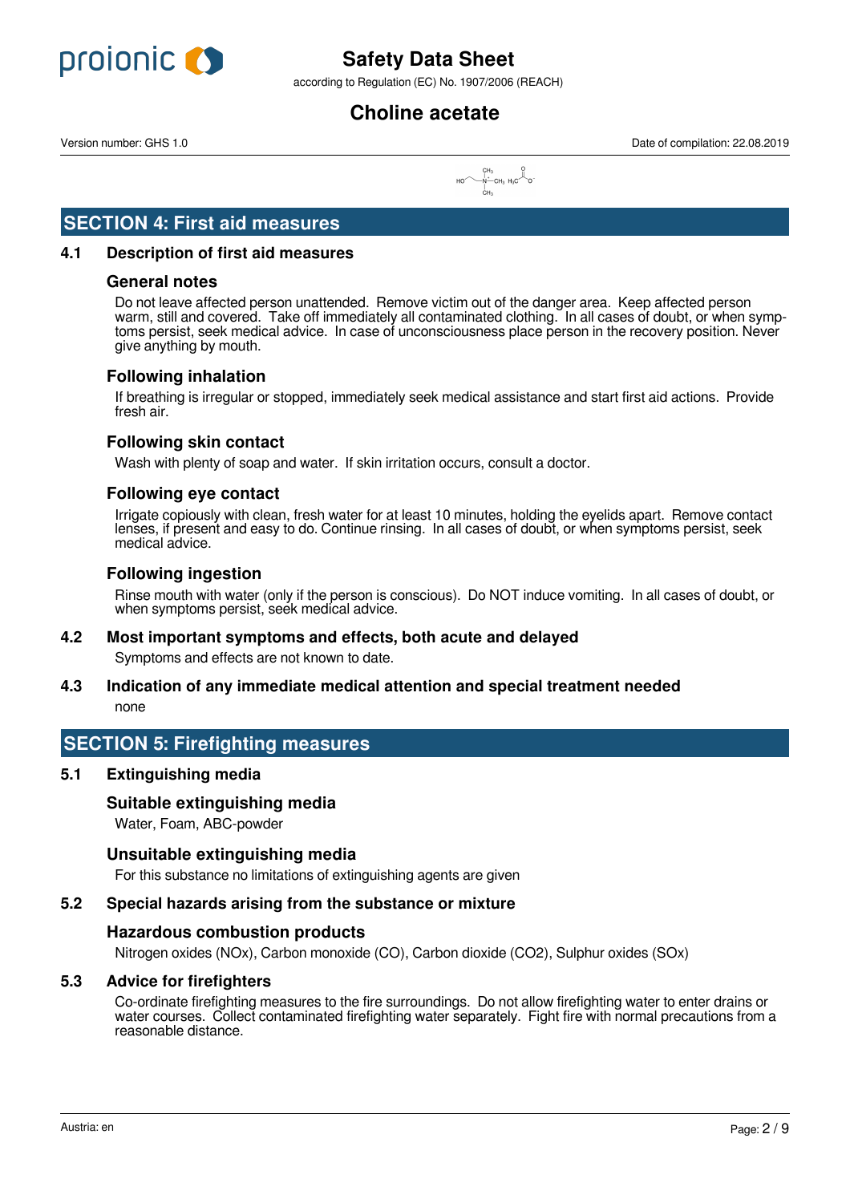## SECTION 4: First aid measures

### 4.1 Description of first aid measures

#### General notes

Do not leave affected person unattended. Remove victim out of the danger area. Keep affected person warm, still and covered. Take off immediately all contaminated clothing. In all cases of doubt, or when symptoms persist, seek medical advice. In case of unconsciousness place person in the recovery position. Never give anything by mouth.

#### Following inhalation

If breathing is irregular or stopped, immediately seek medical assistance and start first aid actions. Provide fresh air.

#### Following skin contact

Wash with plenty of soap and water. If skin irritation occurs, consult a doctor.

#### Following eye contact

Irrigate copiously with clean, fresh water for at least 10 minutes, holding the eyelids apart. Remove contact lenses, if present and easy to do. Continue rinsing. In all cases of doubt, or when symptoms persist, seek medical advice.

#### Following ingestion

Rinse mouth with water (only if the person is conscious). Do NOT induce vomiting. In all cases of doubt, or when symptoms persist, seek medical advice.

### 4.2 Most important symptoms and effects, both acute and delayed

Symptoms and effects are not known to date.

### 4.3 Indication of any immediate medical attention and special treatment needed

none

## SECTION 5: Firefighting measures

### 5.1 Extinguishing media

#### Suitable extinguishing media

Water, Foam, ABC-powder

#### Unsuitable extinguishing media

For this substance no limitations of extinguishing agents are given

### 5.2 Special hazards arising from the substance or mixture

#### Hazardous combustion products

Nitrogen oxides (NOx), Carbon monoxide (CO), Carbon dioxide ($CO_2$), Sulphur oxides (SOx)

### 5.3 Advice for firefighters

Co-ordinate firefighting measures to the fire surroundings. Do not allow firefighting water to enter drains or water courses. Collect contaminated firefighting water separately. Fight fire with normal precautions from a reasonable distance.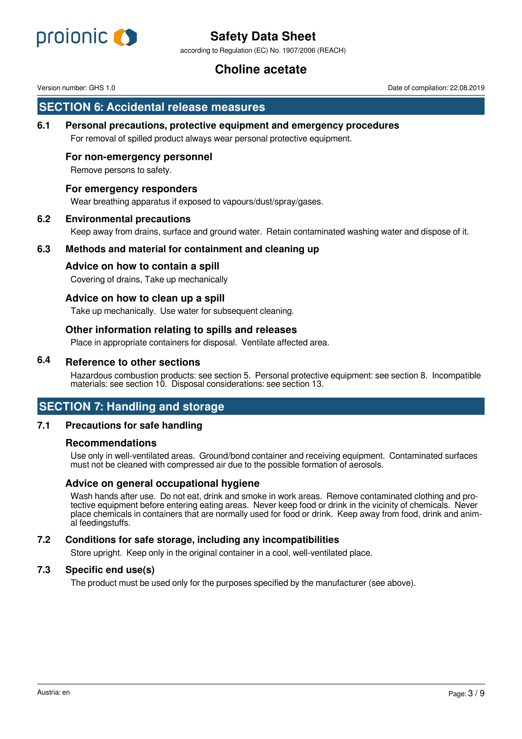## SECTION 6: Accidental release measures

### 6.1 Personal precautions, protective equipment and emergency procedures

For removal of spilled product always wear personal protective equipment.

#### For non-emergency personnel

Remove persons to safety.

#### For emergency responders

Wear breathing apparatus if exposed to vapours/dust/spray/gases.

### 6.2 Environmental precautions

Keep away from drains, surface and ground water. Retain contaminated washing water and dispose of it.

### 6.3 Methods and material for containment and cleaning up

#### Advice on how to contain a spill

Covering of drains, Take up mechanically

#### Advice on how to clean up a spill

Take up mechanically. Use water for subsequent cleaning.

#### Other information relating to spills and releases

Place in appropriate containers for disposal. Ventilate affected area.

### 6.4 Reference to other sections

Hazardous combustion products: see section 5. Personal protective equipment: see section 8. Incompatible materials: see section 10. Disposal considerations: see section 13.

## SECTION 7: Handling and storage

### 7.1 Precautions for safe handling

#### Recommendations

Use only in well-ventilated areas. Ground/bond container and receiving equipment. Contaminated surfaces must not be cleaned with compressed air due to the possible formation of aerosols.

#### Advice on general occupational hygiene

Wash hands after use. Do not eat, drink and smoke in work areas. Remove contaminated clothing and protective equipment before entering eating areas. Never keep food or drink in the vicinity of chemicals. Never place chemicals in containers that are normally used for food or drink. Keep away from food, drink and animal feedingstuffs.

### 7.2 Conditions for safe storage, including any incompatibilities

Store upright. Keep only in the original container in a cool, well-ventilated place.

### 7.3 Specific end use(s)

The product must be used only for the purposes specified by the manufacturer (see above).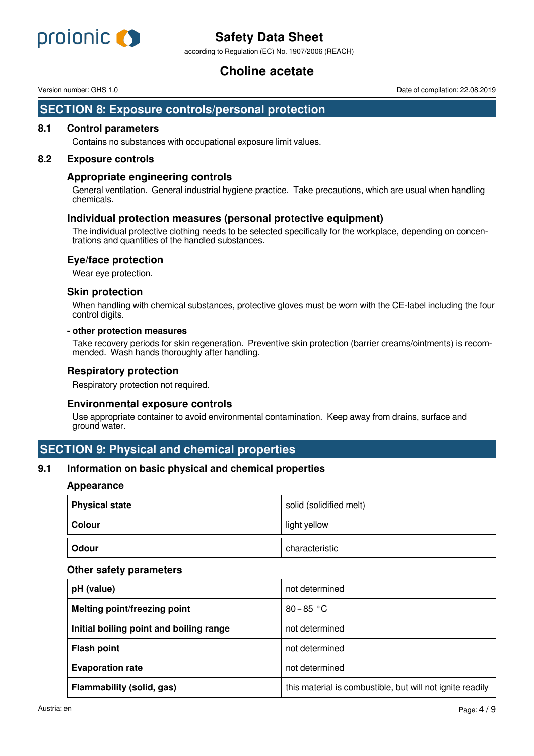## SECTION 8: Exposure controls/personal protection

### 8.1 Control parameters

Contains no substances with occupational exposure limit values.

### 8.2 Exposure controls

#### Appropriate engineering controls

General ventilation. General industrial hygiene practice. Take precautions, which are usual when handling chemicals.

#### Individual protection measures (personal protective equipment)

The individual protective clothing needs to be selected specifically for the workplace, depending on concentrations and quantities of the handled substances.

#### Eye/face protection

Wear eye protection.

#### Skin protection

When handling with chemical substances, protective gloves must be worn with the CE-label including the four control digits.

**- other protection measures**

Take recovery periods for skin regeneration. Preventive skin protection (barrier creams/ointments) is recommended. Wash hands thoroughly after handling.

#### Respiratory protection

Respiratory protection not required.

#### Environmental exposure controls

Use appropriate container to avoid environmental contamination. Keep away from drains, surface and ground water.

## SECTION 9: Physical and chemical properties

### 9.1 Information on basic physical and chemical properties

#### Appearance

| | |
|---|---|
| **Physical state** | solid (solidified melt) |
| **Colour** | light yellow |
| **Odour** | characteristic |

#### Other safety parameters

| | |
|---|---|
| **pH (value)** | not determined |
| **Melting point/freezing point** | 80 – 85 °C |
| **Initial boiling point and boiling range** | not determined |
| **Flash point** | not determined |
| **Evaporation rate** | not determined |
| **Flammability (solid, gas)** | this material is combustible, but will not ignite readily |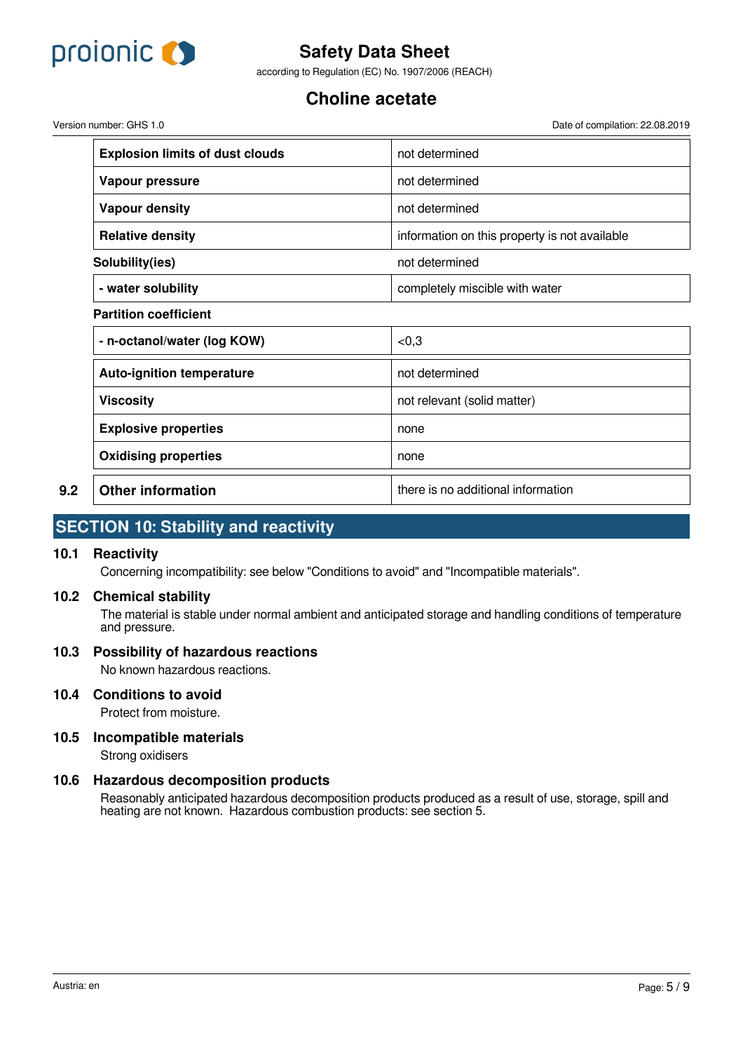| | |
|---|---|
| **Explosion limits of dust clouds** | not determined |
| **Vapour pressure** | not determined |
| **Vapour density** | not determined |
| **Relative density** | information on this property is not available |
| **Solubility(ies)** | not determined |
| **- water solubility** | completely miscible with water |
| **Partition coefficient** | |
| **- n-octanol/water (log KOW)** | <0,3 |
| **Auto-ignition temperature** | not determined |
| **Viscosity** | not relevant (solid matter) |
| **Explosive properties** | none |
| **Oxidising properties** | none |

| | |
|---|---|
| **9.2 Other information** | there is no additional information |

## SECTION 10: Stability and reactivity

### 10.1 Reactivity

Concerning incompatibility: see below "Conditions to avoid" and "Incompatible materials".

### 10.2 Chemical stability

The material is stable under normal ambient and anticipated storage and handling conditions of temperature and pressure.

### 10.3 Possibility of hazardous reactions

No known hazardous reactions.

### 10.4 Conditions to avoid

Protect from moisture.

### 10.5 Incompatible materials

Strong oxidisers

### 10.6 Hazardous decomposition products

Reasonably anticipated hazardous decomposition products produced as a result of use, storage, spill and heating are not known. Hazardous combustion products: see section 5.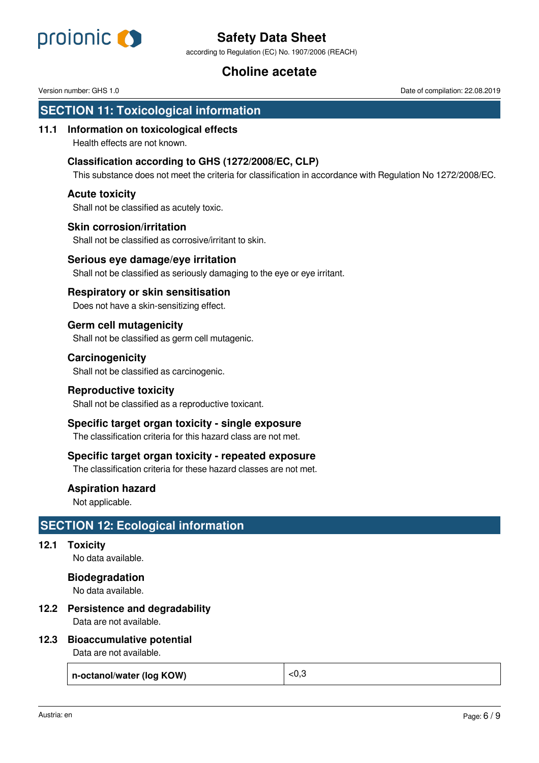## SECTION 11: Toxicological information

### 11.1 Information on toxicological effects

Health effects are not known.

#### Classification according to GHS (1272/2008/EC, CLP)

This substance does not meet the criteria for classification in accordance with Regulation No 1272/2008/EC.

#### Acute toxicity

Shall not be classified as acutely toxic.

#### Skin corrosion/irritation

Shall not be classified as corrosive/irritant to skin.

#### Serious eye damage/eye irritation

Shall not be classified as seriously damaging to the eye or eye irritant.

#### Respiratory or skin sensitisation

Does not have a skin-sensitizing effect.

#### Germ cell mutagenicity

Shall not be classified as germ cell mutagenic.

#### Carcinogenicity

Shall not be classified as carcinogenic.

#### Reproductive toxicity

Shall not be classified as a reproductive toxicant.

#### Specific target organ toxicity - single exposure

The classification criteria for this hazard class are not met.

#### Specific target organ toxicity - repeated exposure

The classification criteria for these hazard classes are not met.

#### Aspiration hazard

Not applicable.

## SECTION 12: Ecological information

### 12.1 Toxicity

No data available.

#### Biodegradation

No data available.

### 12.2 Persistence and degradability

Data are not available.

### 12.3 Bioaccumulative potential

Data are not available.

| **n-octanol/water (log KOW)** | <0,3 |
|---|---|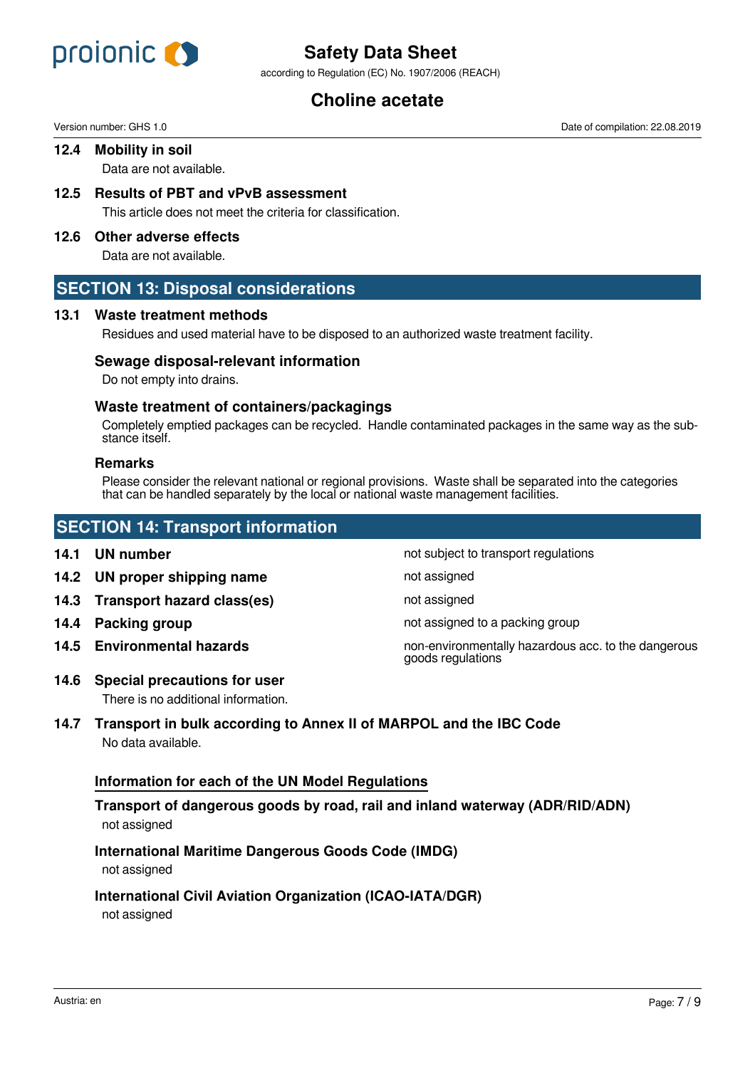### 12.4 Mobility in soil

Data are not available.

### 12.5 Results of PBT and vPvB assessment

This article does not meet the criteria for classification.

### 12.6 Other adverse effects

Data are not available.

## SECTION 13: Disposal considerations

### 13.1 Waste treatment methods

Residues and used material have to be disposed to an authorized waste treatment facility.

#### Sewage disposal-relevant information

Do not empty into drains.

#### Waste treatment of containers/packagings

Completely emptied packages can be recycled. Handle contaminated packages in the same way as the substance itself.

#### Remarks

Please consider the relevant national or regional provisions. Waste shall be separated into the categories that can be handled separately by the local or national waste management facilities.

## SECTION 14: Transport information

| | |
|---|---|
| **14.1 UN number** | not subject to transport regulations |
| **14.2 UN proper shipping name** | not assigned |
| **14.3 Transport hazard class(es)** | not assigned |
| **14.4 Packing group** | not assigned to a packing group |
| **14.5 Environmental hazards** | non-environmentally hazardous acc. to the dangerous goods regulations |

### 14.6 Special precautions for user

There is no additional information.

### 14.7 Transport in bulk according to Annex II of MARPOL and the IBC Code

No data available.

#### Information for each of the UN Model Regulations

**Transport of dangerous goods by road, rail and inland waterway (ADR/RID/ADN)**

not assigned

**International Maritime Dangerous Goods Code (IMDG)**

not assigned

**International Civil Aviation Organization (ICAO-IATA/DGR)**

not assigned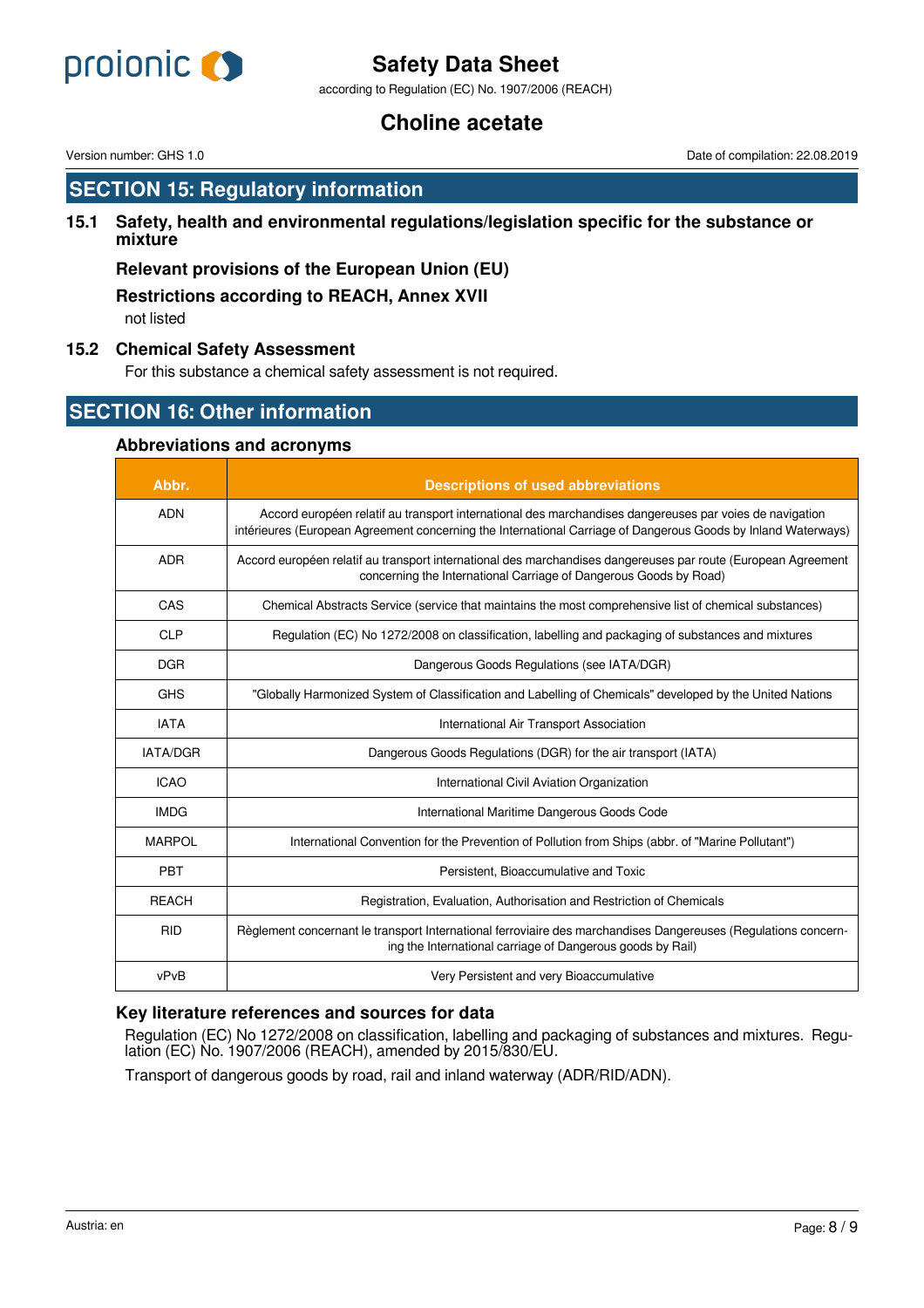## SECTION 15: Regulatory information

### 15.1 Safety, health and environmental regulations/legislation specific for the substance or mixture

**Relevant provisions of the European Union (EU)**

**Restrictions according to REACH, Annex XVII**

not listed

### 15.2 Chemical Safety Assessment

For this substance a chemical safety assessment is not required.

## SECTION 16: Other information

### Abbreviations and acronyms

| Abbr. | Descriptions of used abbreviations |
|---|---|
| ADN | Accord européen relatif au transport international des marchandises dangereuses par voies de navigation intérieures (European Agreement concerning the International Carriage of Dangerous Goods by Inland Waterways) |
| ADR | Accord européen relatif au transport international des marchandises dangereuses par route (European Agreement concerning the International Carriage of Dangerous Goods by Road) |
| CAS | Chemical Abstracts Service (service that maintains the most comprehensive list of chemical substances) |
| CLP | Regulation (EC) No 1272/2008 on classification, labelling and packaging of substances and mixtures |
| DGR | Dangerous Goods Regulations (see IATA/DGR) |
| GHS | "Globally Harmonized System of Classification and Labelling of Chemicals" developed by the United Nations |
| IATA | International Air Transport Association |
| IATA/DGR | Dangerous Goods Regulations (DGR) for the air transport (IATA) |
| ICAO | International Civil Aviation Organization |
| IMDG | International Maritime Dangerous Goods Code |
| MARPOL | International Convention for the Prevention of Pollution from Ships (abbr. of "Marine Pollutant") |
| PBT | Persistent, Bioaccumulative and Toxic |
| REACH | Registration, Evaluation, Authorisation and Restriction of Chemicals |
| RID | Règlement concernant le transport International ferroviaire des marchandises Dangereuses (Regulations concerning the International carriage of Dangerous goods by Rail) |
| vPvB | Very Persistent and very Bioaccumulative |

### Key literature references and sources for data

Regulation (EC) No 1272/2008 on classification, labelling and packaging of substances and mixtures. Regulation (EC) No. 1907/2006 (REACH), amended by 2015/830/EU.

Transport of dangerous goods by road, rail and inland waterway (ADR/RID/ADN).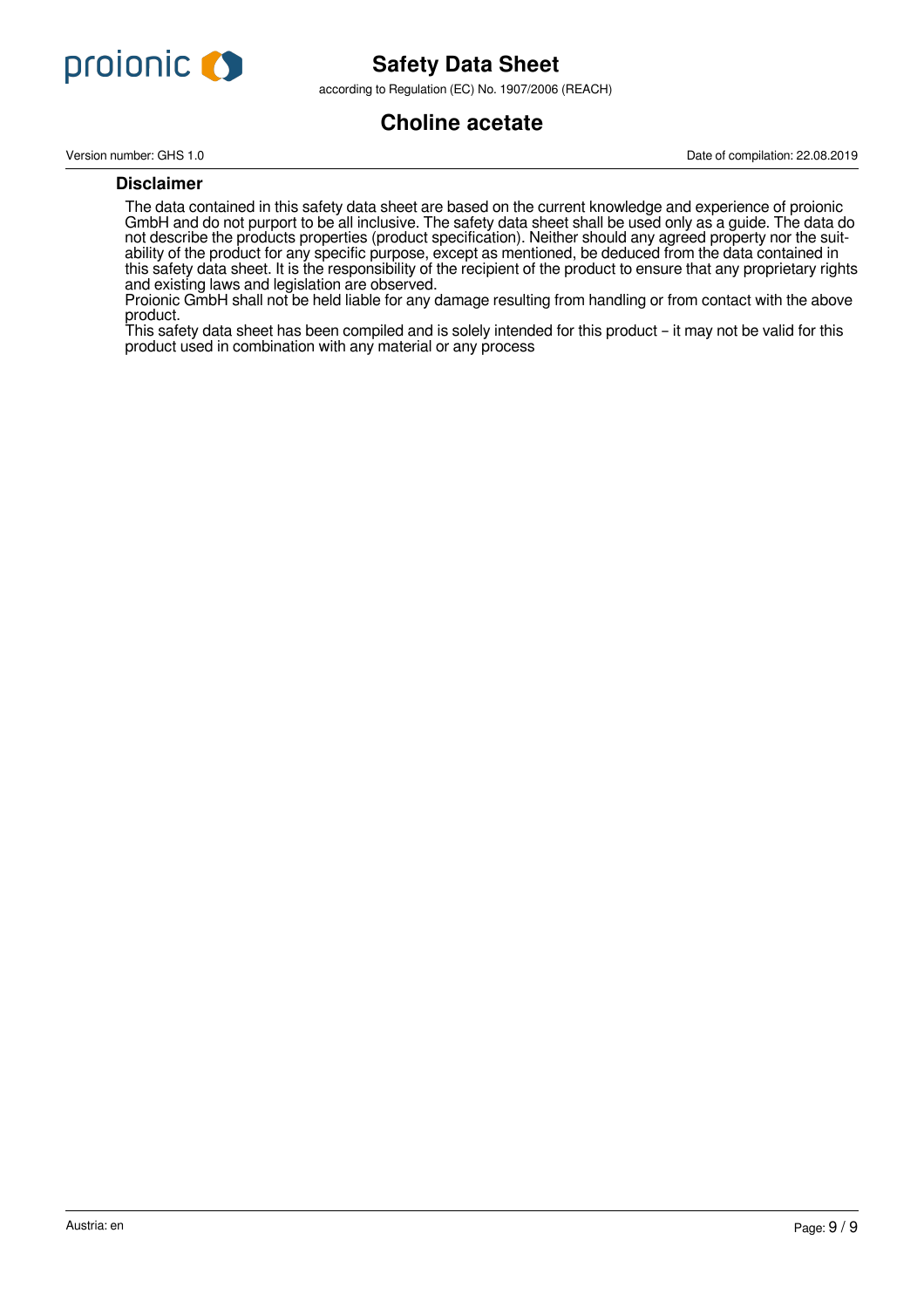### Disclaimer

The data contained in this safety data sheet are based on the current knowledge and experience of proionic GmbH and do not purport to be all inclusive. The safety data sheet shall be used only as a guide. The data do not describe the products properties (product specification). Neither should any agreed property nor the suitability of the product for any specific purpose, except as mentioned, be deduced from the data contained in this safety data sheet. It is the responsibility of the recipient of the product to ensure that any proprietary rights and existing laws and legislation are observed.
Proionic GmbH shall not be held liable for any damage resulting from handling or from contact with the above product.
This safety data sheet has been compiled and is solely intended for this product – it may not be valid for this product used in combination with any material or any process